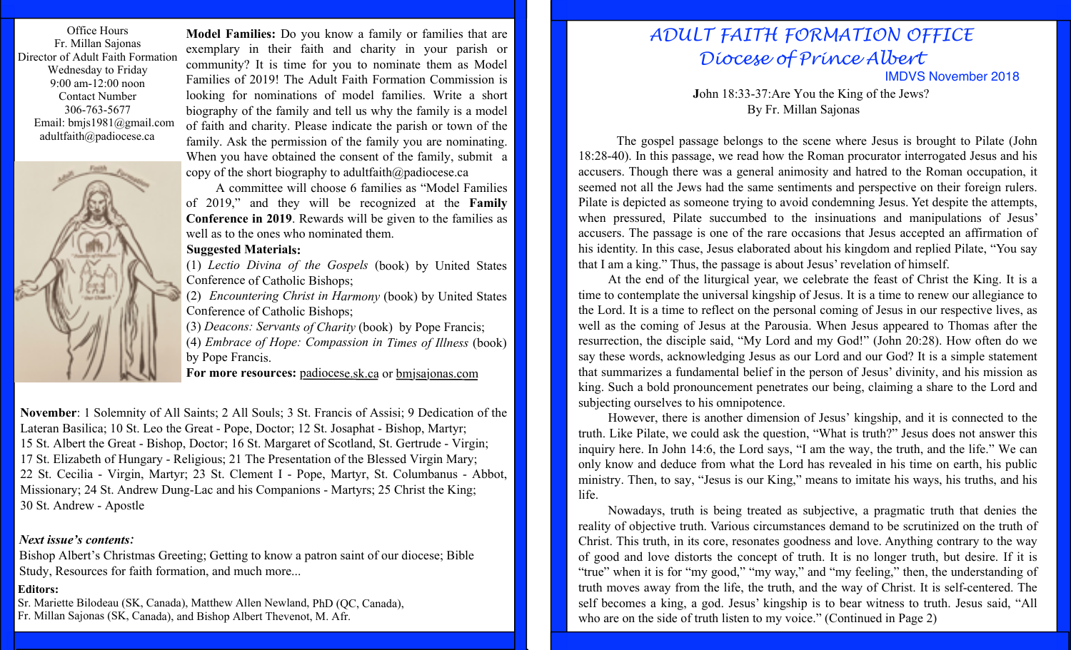Office Hours
Fr. Millan Sajonas
Director of Adult Faith Formation
Wednesday to Friday
9:00 am-12:00 noon
Contact Number
306-763-5677
Email: bmjs1981@gmail.com
adultfaith@padiocese.ca

**Model Families:** Do you know a family or families that are exemplary in their faith and charity in your parish or community? It is time for you to nominate them as Model Families of 2019! The Adult Faith Formation Commission is looking for nominations of model families. Write a short biography of the family and tell us why the family is a model of faith and charity. Please indicate the parish or town of the family. Ask the permission of the family you are nominating. When you have obtained the consent of the family, submit a copy of the short biography to adultfaith@padiocese.ca

A committee will choose 6 families as "Model Families of 2019," and they will be recognized at the **Family Conference in 2019**. Rewards will be given to the families as well as to the ones who nominated them.

**Suggested Materials:**

(1) *Lectio Divina of the Gospels* (book) by United States Conference of Catholic Bishops;
(2) *Encountering Christ in Harmony* (book) by United States Conference of Catholic Bishops;
(3) *Deacons: Servants of Charity* (book) by Pope Francis;
(4) *Embrace of Hope: Compassion in Times of Illness* (book) by Pope Francis.

**For more resources:** padiocese.sk.ca or bmjsajonas.com

**November**: 1 Solemnity of All Saints; 2 All Souls; 3 St. Francis of Assisi; 9 Dedication of the Lateran Basilica; 10 St. Leo the Great - Pope, Doctor; 12 St. Josaphat - Bishop, Martyr; 15 St. Albert the Great - Bishop, Doctor; 16 St. Margaret of Scotland, St. Gertrude - Virgin; 17 St. Elizabeth of Hungary - Religious; 21 The Presentation of the Blessed Virgin Mary; 22 St. Cecilia - Virgin, Martyr; 23 St. Clement I - Pope, Martyr, St. Columbanus - Abbot, Missionary; 24 St. Andrew Dung-Lac and his Companions - Martyrs; 25 Christ the King; 30 St. Andrew - Apostle

***Next issue's contents:***

Bishop Albert's Christmas Greeting; Getting to know a patron saint of our diocese; Bible Study, Resources for faith formation, and much more...

**Editors:**

Sr. Mariette Bilodeau (SK, Canada), Matthew Allen Newland, PhD (QC, Canada), Fr. Millan Sajonas (SK, Canada), and Bishop Albert Thevenot, M. Afr.

# ADULT FAITH FORMATION OFFICE
# Diocese of Prince Albert

IMDVS November 2018

## John 18:33-37: Are You the King of the Jews?
By Fr. Millan Sajonas

The gospel passage belongs to the scene where Jesus is brought to Pilate (John 18:28-40). In this passage, we read how the Roman procurator interrogated Jesus and his accusers. Though there was a general animosity and hatred to the Roman occupation, it seemed not all the Jews had the same sentiments and perspective on their foreign rulers. Pilate is depicted as someone trying to avoid condemning Jesus. Yet despite the attempts, when pressured, Pilate succumbed to the insinuations and manipulations of Jesus' accusers. The passage is one of the rare occasions that Jesus accepted an affirmation of his identity. In this case, Jesus elaborated about his kingdom and replied Pilate, "You say that I am a king." Thus, the passage is about Jesus' revelation of himself.

At the end of the liturgical year, we celebrate the feast of Christ the King. It is a time to contemplate the universal kingship of Jesus. It is a time to renew our allegiance to the Lord. It is a time to reflect on the personal coming of Jesus in our respective lives, as well as the coming of Jesus at the Parousia. When Jesus appeared to Thomas after the resurrection, the disciple said, "My Lord and my God!" (John 20:28). How often do we say these words, acknowledging Jesus as our Lord and our God? It is a simple statement that summarizes a fundamental belief in the person of Jesus' divinity, and his mission as king. Such a bold pronouncement penetrates our being, claiming a share to the Lord and subjecting ourselves to his omnipotence.

However, there is another dimension of Jesus' kingship, and it is connected to the truth. Like Pilate, we could ask the question, "What is truth?" Jesus does not answer this inquiry here. In John 14:6, the Lord says, "I am the way, the truth, and the life." We can only know and deduce from what the Lord has revealed in his time on earth, his public ministry. Then, to say, "Jesus is our King," means to imitate his ways, his truths, and his life.

Nowadays, truth is being treated as subjective, a pragmatic truth that denies the reality of objective truth. Various circumstances demand to be scrutinized on the truth of Christ. This truth, in its core, resonates goodness and love. Anything contrary to the way of good and love distorts the concept of truth. It is no longer truth, but desire. If it is "true" when it is for "my good," "my way," and "my feeling," then, the understanding of truth moves away from the life, the truth, and the way of Christ. It is self-centered. The self becomes a king, a god. Jesus' kingship is to bear witness to truth. Jesus said, "All who are on the side of truth listen to my voice." (Continued in Page 2)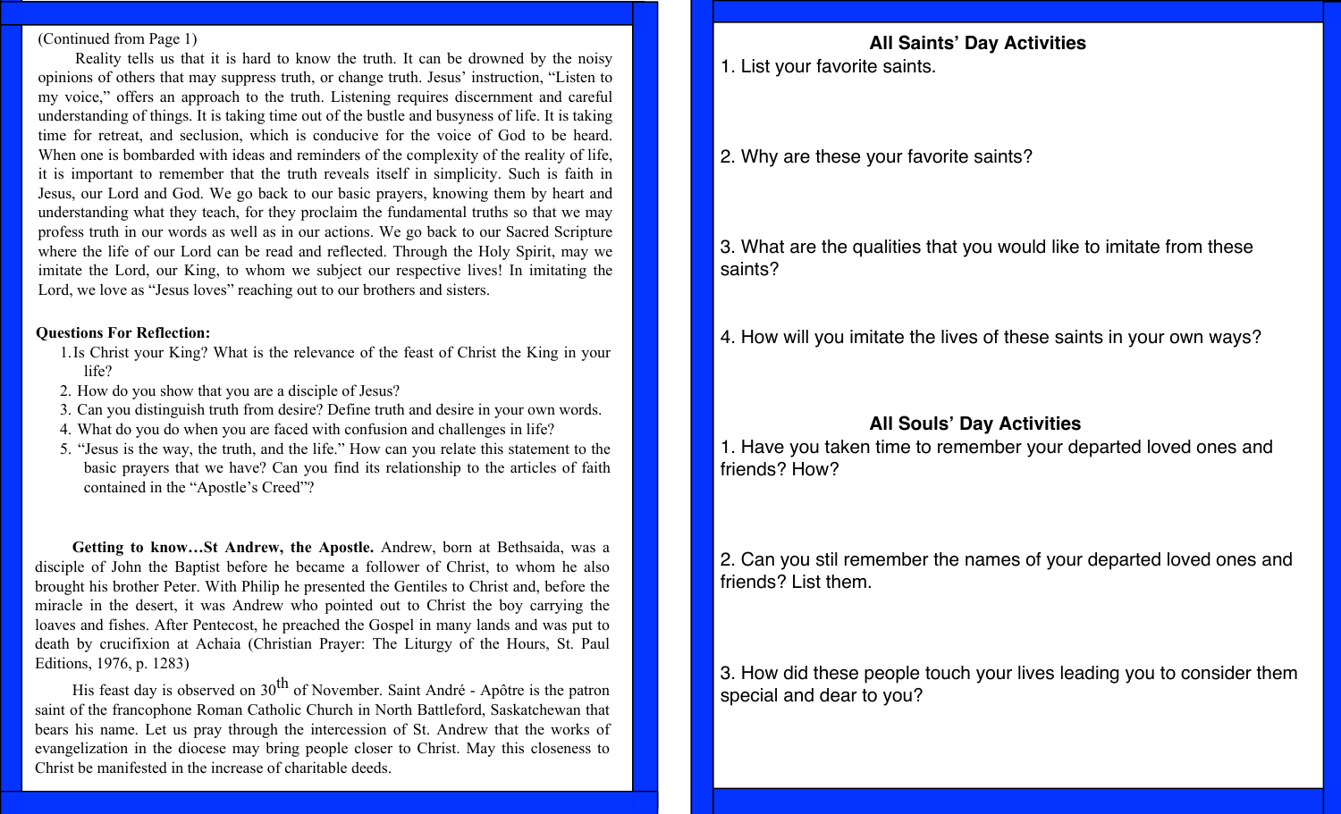(Continued from Page 1)

Reality tells us that it is hard to know the truth. It can be drowned by the noisy opinions of others that may suppress truth, or change truth. Jesus' instruction, "Listen to my voice," offers an approach to the truth. Listening requires discernment and careful understanding of things. It is taking time out of the bustle and busyness of life. It is taking time for retreat, and seclusion, which is conducive for the voice of God to be heard. When one is bombarded with ideas and reminders of the complexity of the reality of life, it is important to remember that the truth reveals itself in simplicity. Such is faith in Jesus, our Lord and God. We go back to our basic prayers, knowing them by heart and understanding what they teach, for they proclaim the fundamental truths so that we may profess truth in our words as well as in our actions. We go back to our Sacred Scripture where the life of our Lord can be read and reflected. Through the Holy Spirit, may we imitate the Lord, our King, to whom we subject our respective lives! In imitating the Lord, we love as "Jesus loves" reaching out to our brothers and sisters.

**Questions For Reflection:**

1. Is Christ your King? What is the relevance of the feast of Christ the King in your life?
2. How do you show that you are a disciple of Jesus?
3. Can you distinguish truth from desire? Define truth and desire in your own words.
4. What do you do when you are faced with confusion and challenges in life?
5. "Jesus is the way, the truth, and the life." How can you relate this statement to the basic prayers that we have? Can you find its relationship to the articles of faith contained in the "Apostle's Creed"?

**Getting to know…St Andrew, the Apostle.** Andrew, born at Bethsaida, was a disciple of John the Baptist before he became a follower of Christ, to whom he also brought his brother Peter. With Philip he presented the Gentiles to Christ and, before the miracle in the desert, it was Andrew who pointed out to Christ the boy carrying the loaves and fishes. After Pentecost, he preached the Gospel in many lands and was put to death by crucifixion at Achaia (Christian Prayer: The Liturgy of the Hours, St. Paul Editions, 1976, p. 1283)

His feast day is observed on 30th of November. Saint André - Apôtre is the patron saint of the francophone Roman Catholic Church in North Battleford, Saskatchewan that bears his name. Let us pray through the intercession of St. Andrew that the works of evangelization in the diocese may bring people closer to Christ. May this closeness to Christ be manifested in the increase of charitable deeds.

## All Saints' Day Activities

1. List your favorite saints.

2. Why are these your favorite saints?

3. What are the qualities that you would like to imitate from these saints?

4. How will you imitate the lives of these saints in your own ways?

## All Souls' Day Activities

1. Have you taken time to remember your departed loved ones and friends? How?

2. Can you stil remember the names of your departed loved ones and friends? List them.

3. How did these people touch your lives leading you to consider them special and dear to you?